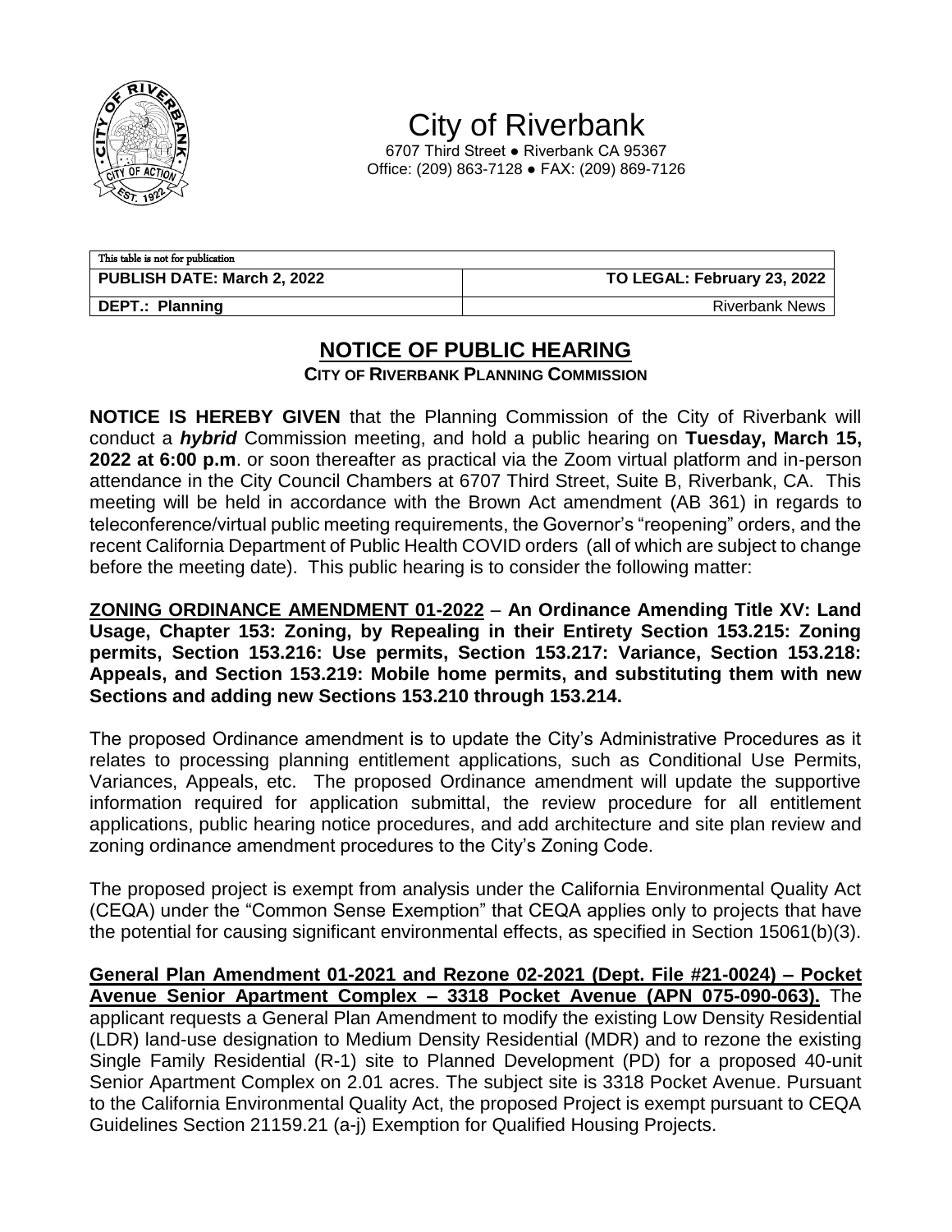# City of Riverbank

6707 Third Street ● Riverbank CA 95367
Office: (209) 863-7128 ● FAX: (209) 869-7126

| This table is not for publication | |
|---|---|
| **PUBLISH DATE: March 2, 2022** | **TO LEGAL: February 23, 2022** |
| **DEPT.: Planning** | Riverbank News |

## NOTICE OF PUBLIC HEARING

**CITY OF RIVERBANK PLANNING COMMISSION**

**NOTICE IS HEREBY GIVEN** that the Planning Commission of the City of Riverbank will conduct a ***hybrid*** Commission meeting, and hold a public hearing on **Tuesday, March 15, 2022 at 6:00 p.m**. or soon thereafter as practical via the Zoom virtual platform and in-person attendance in the City Council Chambers at 6707 Third Street, Suite B, Riverbank, CA. This meeting will be held in accordance with the Brown Act amendment (AB 361) in regards to teleconference/virtual public meeting requirements, the Governor's "reopening" orders, and the recent California Department of Public Health COVID orders (all of which are subject to change before the meeting date). This public hearing is to consider the following matter:

**ZONING ORDINANCE AMENDMENT 01-2022** – **An Ordinance Amending Title XV: Land Usage, Chapter 153: Zoning, by Repealing in their Entirety Section 153.215: Zoning permits, Section 153.216: Use permits, Section 153.217: Variance, Section 153.218: Appeals, and Section 153.219: Mobile home permits, and substituting them with new Sections and adding new Sections 153.210 through 153.214.**

The proposed Ordinance amendment is to update the City's Administrative Procedures as it relates to processing planning entitlement applications, such as Conditional Use Permits, Variances, Appeals, etc. The proposed Ordinance amendment will update the supportive information required for application submittal, the review procedure for all entitlement applications, public hearing notice procedures, and add architecture and site plan review and zoning ordinance amendment procedures to the City's Zoning Code.

The proposed project is exempt from analysis under the California Environmental Quality Act (CEQA) under the "Common Sense Exemption" that CEQA applies only to projects that have the potential for causing significant environmental effects, as specified in Section 15061(b)(3).

**General Plan Amendment 01-2021 and Rezone 02-2021 (Dept. File #21-0024) – Pocket Avenue Senior Apartment Complex – 3318 Pocket Avenue (APN 075-090-063).** The applicant requests a General Plan Amendment to modify the existing Low Density Residential (LDR) land-use designation to Medium Density Residential (MDR) and to rezone the existing Single Family Residential (R-1) site to Planned Development (PD) for a proposed 40-unit Senior Apartment Complex on 2.01 acres. The subject site is 3318 Pocket Avenue. Pursuant to the California Environmental Quality Act, the proposed Project is exempt pursuant to CEQA Guidelines Section 21159.21 (a-j) Exemption for Qualified Housing Projects.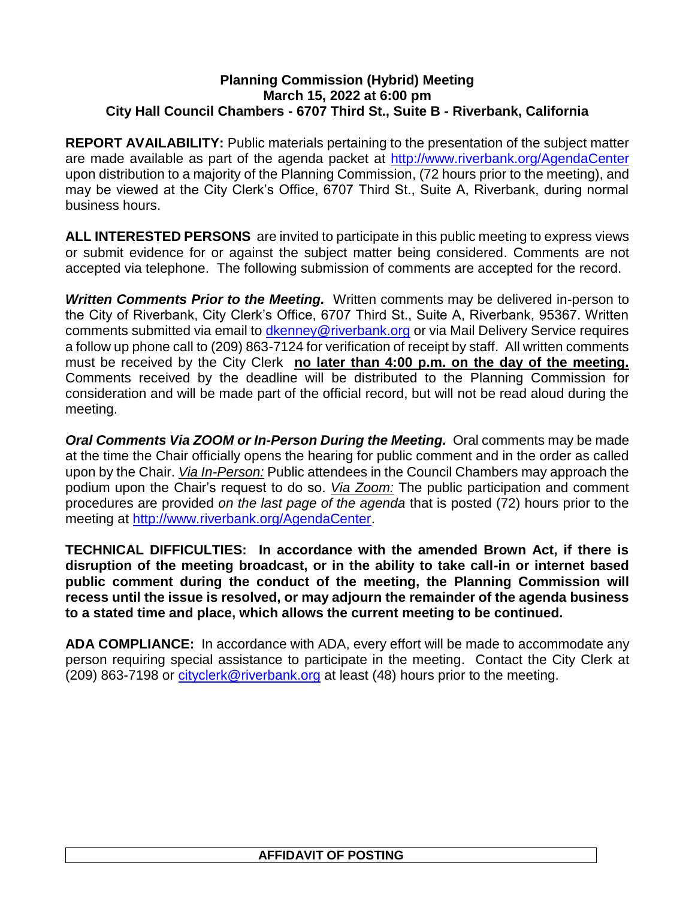**Planning Commission (Hybrid) Meeting**
**March 15, 2022 at 6:00 pm**
**City Hall Council Chambers - 6707 Third St., Suite B - Riverbank, California**

**REPORT AVAILABILITY:** Public materials pertaining to the presentation of the subject matter are made available as part of the agenda packet at http://www.riverbank.org/AgendaCenter upon distribution to a majority of the Planning Commission, (72 hours prior to the meeting), and may be viewed at the City Clerk's Office, 6707 Third St., Suite A, Riverbank, during normal business hours.

**ALL INTERESTED PERSONS** are invited to participate in this public meeting to express views or submit evidence for or against the subject matter being considered. Comments are not accepted via telephone. The following submission of comments are accepted for the record.

***Written Comments Prior to the Meeting.*** Written comments may be delivered in-person to the City of Riverbank, City Clerk's Office, 6707 Third St., Suite A, Riverbank, 95367. Written comments submitted via email to dkenney@riverbank.org or via Mail Delivery Service requires a follow up phone call to (209) 863-7124 for verification of receipt by staff. All written comments must be received by the City Clerk **no later than 4:00 p.m. on the day of the meeting.** Comments received by the deadline will be distributed to the Planning Commission for consideration and will be made part of the official record, but will not be read aloud during the meeting.

***Oral Comments Via ZOOM or In-Person During the Meeting.*** Oral comments may be made at the time the Chair officially opens the hearing for public comment and in the order as called upon by the Chair. *Via In-Person:* Public attendees in the Council Chambers may approach the podium upon the Chair's request to do so. *Via Zoom:* The public participation and comment procedures are provided *on the last page of the agenda* that is posted (72) hours prior to the meeting at http://www.riverbank.org/AgendaCenter.

**TECHNICAL DIFFICULTIES: In accordance with the amended Brown Act, if there is disruption of the meeting broadcast, or in the ability to take call-in or internet based public comment during the conduct of the meeting, the Planning Commission will recess until the issue is resolved, or may adjourn the remainder of the agenda business to a stated time and place, which allows the current meeting to be continued.**

**ADA COMPLIANCE:** In accordance with ADA, every effort will be made to accommodate any person requiring special assistance to participate in the meeting. Contact the City Clerk at (209) 863-7198 or cityclerk@riverbank.org at least (48) hours prior to the meeting.

**AFFIDAVIT OF POSTING**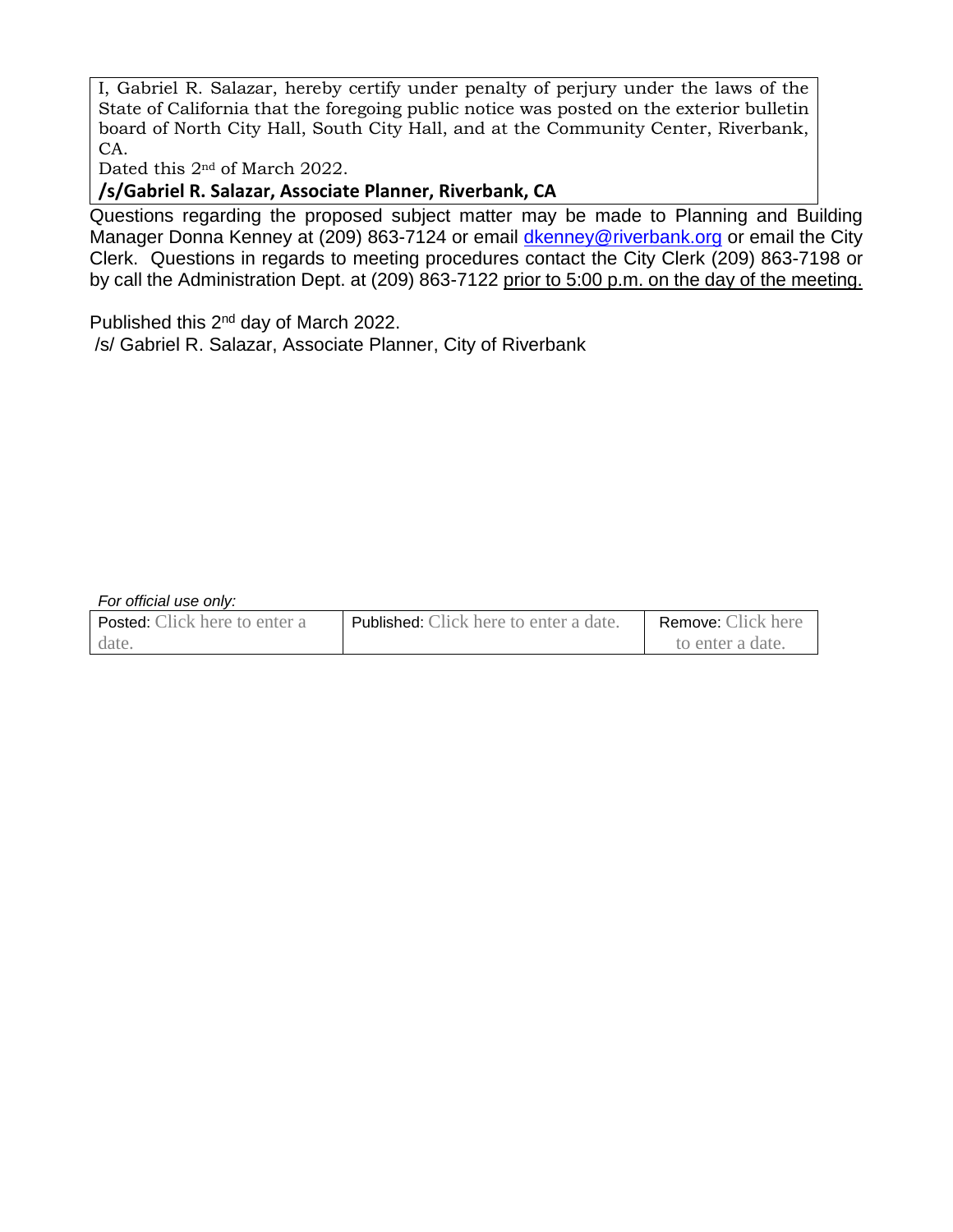I, Gabriel R. Salazar, hereby certify under penalty of perjury under the laws of the State of California that the foregoing public notice was posted on the exterior bulletin board of North City Hall, South City Hall, and at the Community Center, Riverbank, CA.

Dated this 2nd of March 2022.

**/s/Gabriel R. Salazar, Associate Planner, Riverbank, CA**

Questions regarding the proposed subject matter may be made to Planning and Building Manager Donna Kenney at (209) 863-7124 or email dkenney@riverbank.org or email the City Clerk. Questions in regards to meeting procedures contact the City Clerk (209) 863-7198 or by call the Administration Dept. at (209) 863-7122 prior to 5:00 p.m. on the day of the meeting.

Published this 2nd day of March 2022.

/s/ Gabriel R. Salazar, Associate Planner, City of Riverbank

*For official use only:*

| | | |
|---|---|---|
| Posted: Click here to enter a date. | Published: Click here to enter a date. | Remove: Click here to enter a date. |